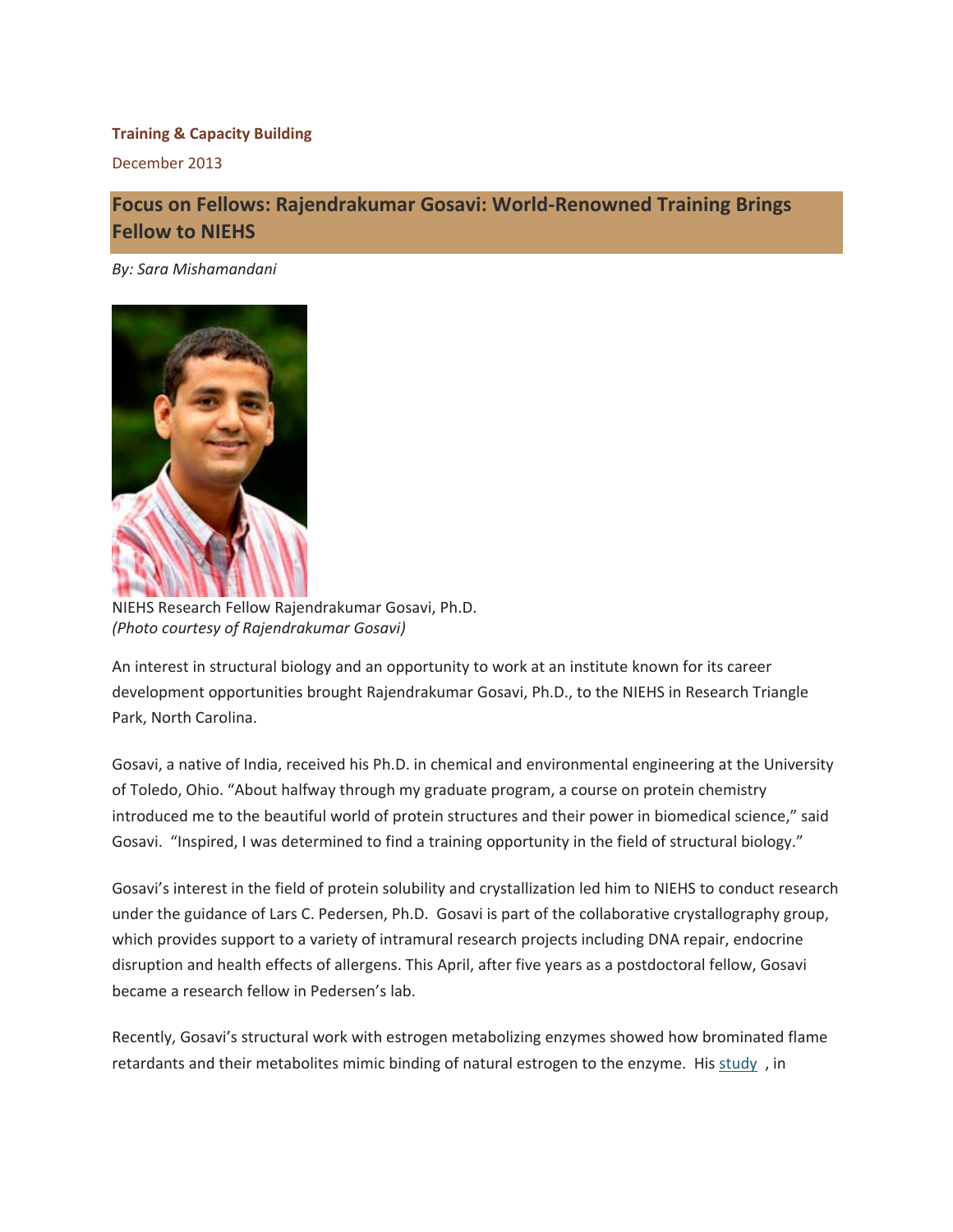**Training & Capacity Building**

December 2013

## Focus on Fellows: Rajendrakumar Gosavi: World-Renowned Training Brings Fellow to NIEHS

*By: Sara Mishamandani*

NIEHS Research Fellow Rajendrakumar Gosavi, Ph.D.
*(Photo courtesy of Rajendrakumar Gosavi)*

An interest in structural biology and an opportunity to work at an institute known for its career development opportunities brought Rajendrakumar Gosavi, Ph.D., to the NIEHS in Research Triangle Park, North Carolina.

Gosavi, a native of India, received his Ph.D. in chemical and environmental engineering at the University of Toledo, Ohio. "About halfway through my graduate program, a course on protein chemistry introduced me to the beautiful world of protein structures and their power in biomedical science," said Gosavi. "Inspired, I was determined to find a training opportunity in the field of structural biology."

Gosavi's interest in the field of protein solubility and crystallization led him to NIEHS to conduct research under the guidance of Lars C. Pedersen, Ph.D. Gosavi is part of the collaborative crystallography group, which provides support to a variety of intramural research projects including DNA repair, endocrine disruption and health effects of allergens. This April, after five years as a postdoctoral fellow, Gosavi became a research fellow in Pedersen's lab.

Recently, Gosavi's structural work with estrogen metabolizing enzymes showed how brominated flame retardants and their metabolites mimic binding of natural estrogen to the enzyme. His study , in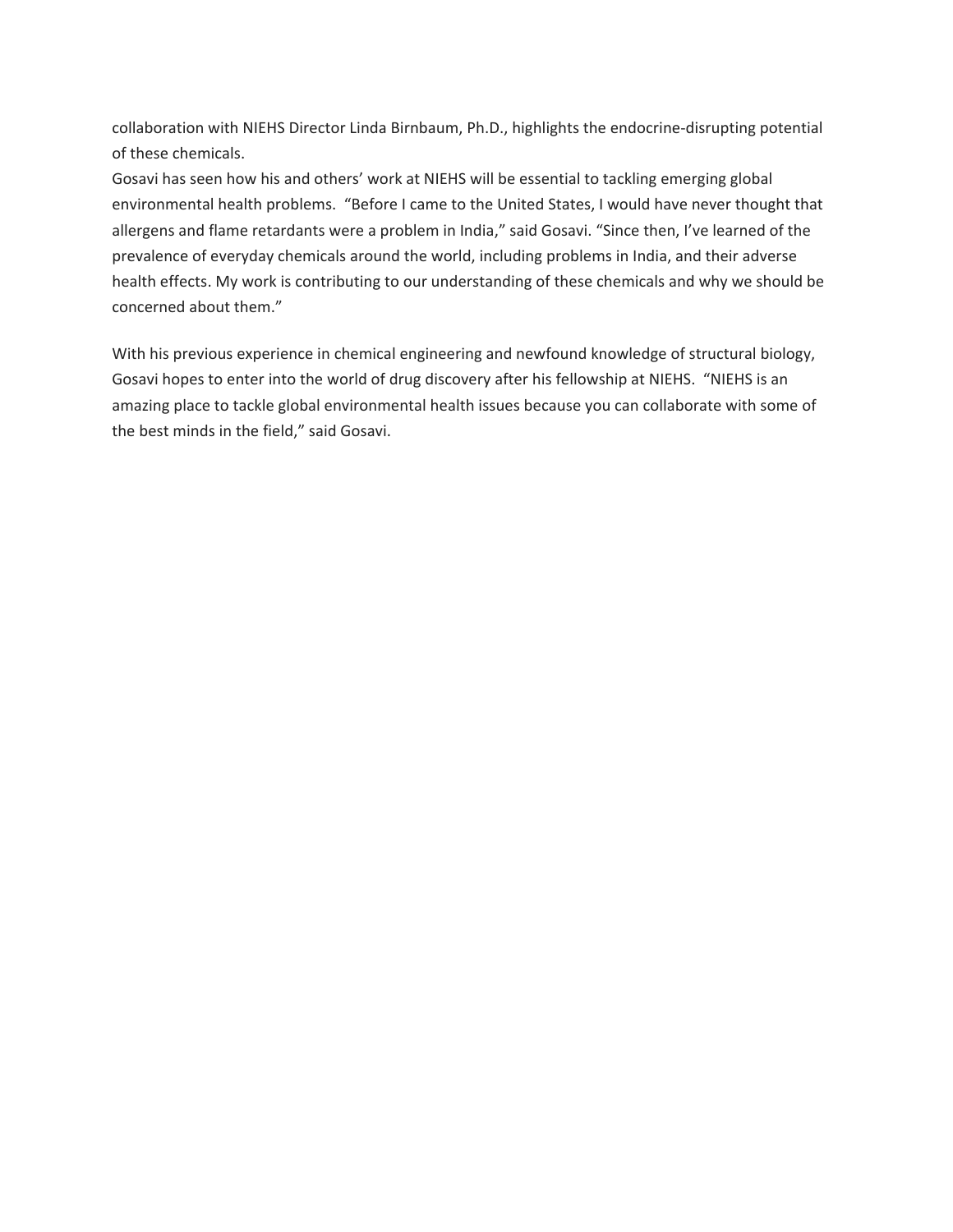collaboration with NIEHS Director Linda Birnbaum, Ph.D., highlights the endocrine-disrupting potential of these chemicals.

Gosavi has seen how his and others' work at NIEHS will be essential to tackling emerging global environmental health problems. "Before I came to the United States, I would have never thought that allergens and flame retardants were a problem in India," said Gosavi. "Since then, I've learned of the prevalence of everyday chemicals around the world, including problems in India, and their adverse health effects. My work is contributing to our understanding of these chemicals and why we should be concerned about them."

With his previous experience in chemical engineering and newfound knowledge of structural biology, Gosavi hopes to enter into the world of drug discovery after his fellowship at NIEHS. "NIEHS is an amazing place to tackle global environmental health issues because you can collaborate with some of the best minds in the field," said Gosavi.